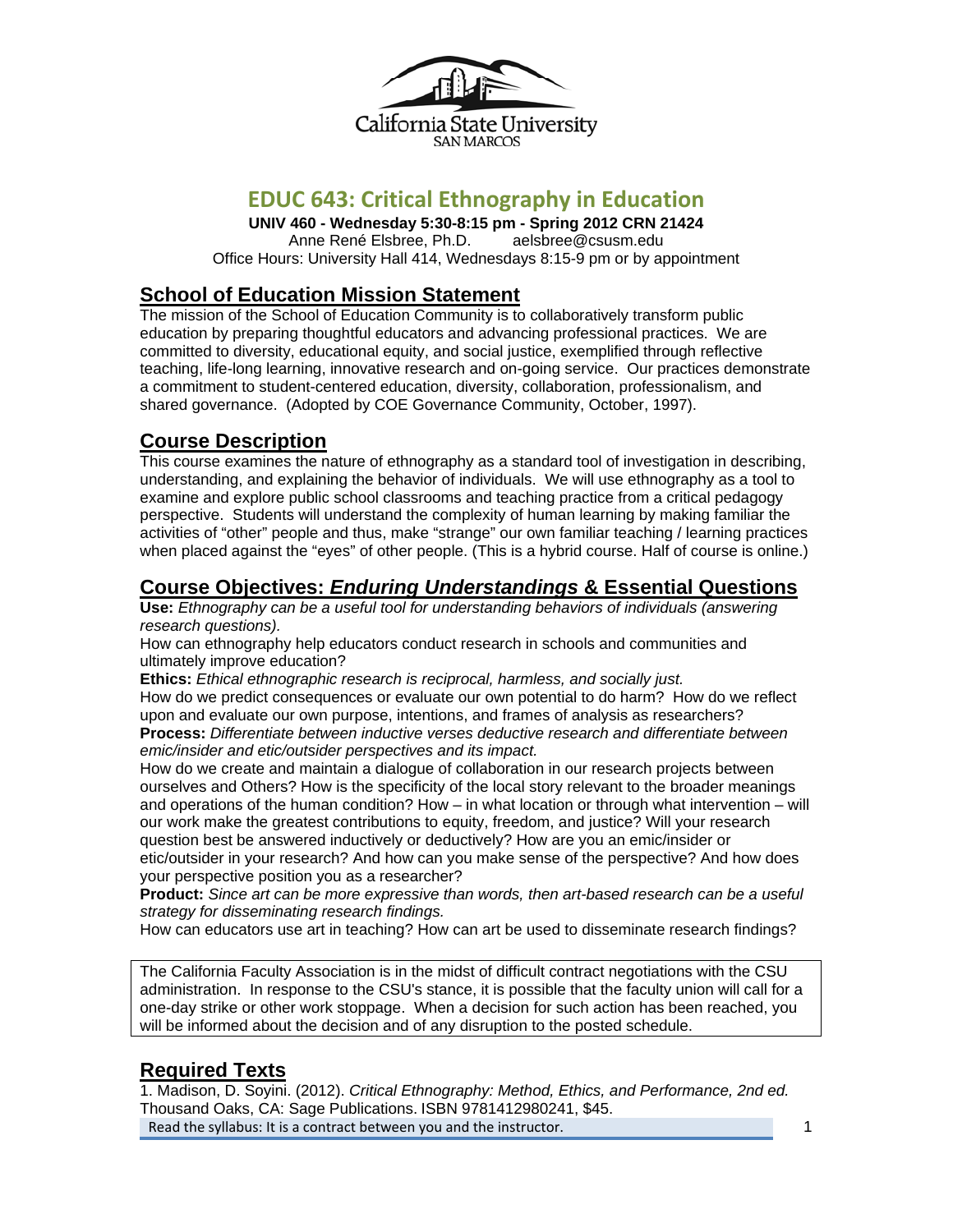California State University
SAN MARCOS

# EDUC 643: Critical Ethnography in Education

**UNIV 460 - Wednesday 5:30-8:15 pm - Spring 2012 CRN 21424**
Anne René Elsbree, Ph.D. aelsbree@csusm.edu
Office Hours: University Hall 414, Wednesdays 8:15-9 pm or by appointment

## School of Education Mission Statement

The mission of the School of Education Community is to collaboratively transform public education by preparing thoughtful educators and advancing professional practices. We are committed to diversity, educational equity, and social justice, exemplified through reflective teaching, life-long learning, innovative research and on-going service. Our practices demonstrate a commitment to student-centered education, diversity, collaboration, professionalism, and shared governance. (Adopted by COE Governance Community, October, 1997).

## Course Description

This course examines the nature of ethnography as a standard tool of investigation in describing, understanding, and explaining the behavior of individuals. We will use ethnography as a tool to examine and explore public school classrooms and teaching practice from a critical pedagogy perspective. Students will understand the complexity of human learning by making familiar the activities of "other" people and thus, make "strange" our own familiar teaching / learning practices when placed against the "eyes" of other people. (This is a hybrid course. Half of course is online.)

## Course Objectives: *Enduring Understandings* & Essential Questions

**Use:** *Ethnography can be a useful tool for understanding behaviors of individuals (answering research questions).*
How can ethnography help educators conduct research in schools and communities and ultimately improve education?

**Ethics:** *Ethical ethnographic research is reciprocal, harmless, and socially just.*
How do we predict consequences or evaluate our own potential to do harm? How do we reflect upon and evaluate our own purpose, intentions, and frames of analysis as researchers?

**Process:** *Differentiate between inductive verses deductive research and differentiate between emic/insider and etic/outsider perspectives and its impact.*
How do we create and maintain a dialogue of collaboration in our research projects between ourselves and Others? How is the specificity of the local story relevant to the broader meanings and operations of the human condition? How – in what location or through what intervention – will our work make the greatest contributions to equity, freedom, and justice? Will your research question best be answered inductively or deductively? How are you an emic/insider or etic/outsider in your research? And how can you make sense of the perspective? And how does your perspective position you as a researcher?

**Product:** *Since art can be more expressive than words, then art-based research can be a useful strategy for disseminating research findings.*
How can educators use art in teaching? How can art be used to disseminate research findings?

> The California Faculty Association is in the midst of difficult contract negotiations with the CSU administration. In response to the CSU's stance, it is possible that the faculty union will call for a one-day strike or other work stoppage. When a decision for such action has been reached, you will be informed about the decision and of any disruption to the posted schedule.

## Required Texts

1. Madison, D. Soyini. (2012). *Critical Ethnography: Method, Ethics, and Performance, 2nd ed.* Thousand Oaks, CA: Sage Publications. ISBN 9781412980241, $45.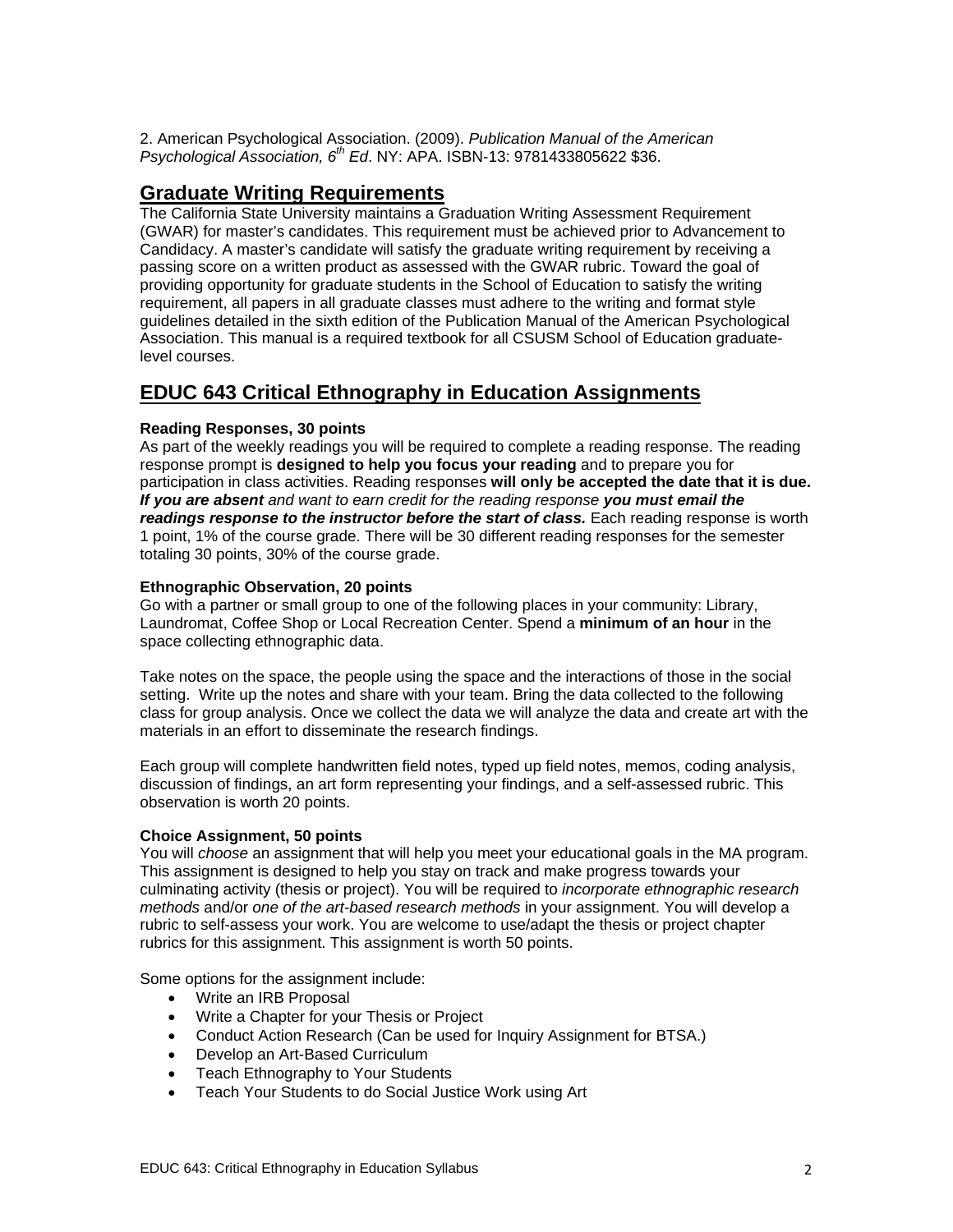2. American Psychological Association. (2009). *Publication Manual of the American Psychological Association, 6th Ed*. NY: APA. ISBN-13: 9781433805622 $36.

## Graduate Writing Requirements

The California State University maintains a Graduation Writing Assessment Requirement (GWAR) for master's candidates. This requirement must be achieved prior to Advancement to Candidacy. A master's candidate will satisfy the graduate writing requirement by receiving a passing score on a written product as assessed with the GWAR rubric. Toward the goal of providing opportunity for graduate students in the School of Education to satisfy the writing requirement, all papers in all graduate classes must adhere to the writing and format style guidelines detailed in the sixth edition of the Publication Manual of the American Psychological Association. This manual is a required textbook for all CSUSM School of Education graduate-level courses.

## EDUC 643 Critical Ethnography in Education Assignments

**Reading Responses, 30 points**

As part of the weekly readings you will be required to complete a reading response. The reading response prompt is **designed to help you focus your reading** and to prepare you for participation in class activities. Reading responses **will only be accepted the date that it is due.** ***If you are absent** and want to earn credit for the reading response **you must email the readings response to the instructor before the start of class.*** Each reading response is worth 1 point, 1% of the course grade. There will be 30 different reading responses for the semester totaling 30 points, 30% of the course grade.

**Ethnographic Observation, 20 points**

Go with a partner or small group to one of the following places in your community: Library, Laundromat, Coffee Shop or Local Recreation Center. Spend a **minimum of an hour** in the space collecting ethnographic data.

Take notes on the space, the people using the space and the interactions of those in the social setting. Write up the notes and share with your team. Bring the data collected to the following class for group analysis. Once we collect the data we will analyze the data and create art with the materials in an effort to disseminate the research findings.

Each group will complete handwritten field notes, typed up field notes, memos, coding analysis, discussion of findings, an art form representing your findings, and a self-assessed rubric. This observation is worth 20 points.

**Choice Assignment, 50 points**

You will *choose* an assignment that will help you meet your educational goals in the MA program. This assignment is designed to help you stay on track and make progress towards your culminating activity (thesis or project). You will be required to *incorporate ethnographic research methods* and/or *one of the art-based research methods* in your assignment. You will develop a rubric to self-assess your work. You are welcome to use/adapt the thesis or project chapter rubrics for this assignment. This assignment is worth 50 points.

Some options for the assignment include:

- Write an IRB Proposal
- Write a Chapter for your Thesis or Project
- Conduct Action Research (Can be used for Inquiry Assignment for BTSA.)
- Develop an Art-Based Curriculum
- Teach Ethnography to Your Students
- Teach Your Students to do Social Justice Work using Art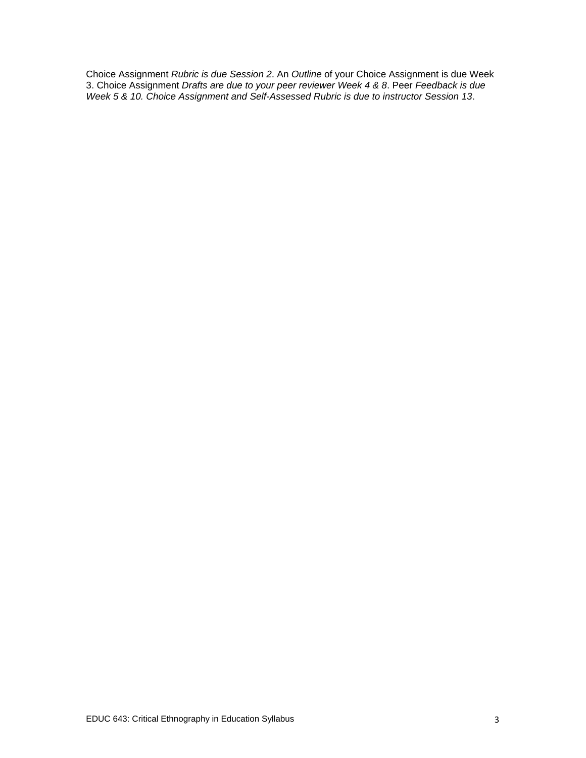Choice Assignment *Rubric is due Session 2*. An *Outline* of your Choice Assignment is due Week 3. Choice Assignment *Drafts are due to your peer reviewer Week 4 & 8*. Peer *Feedback is due Week 5 & 10. Choice Assignment and Self-Assessed Rubric is due to instructor Session 13*.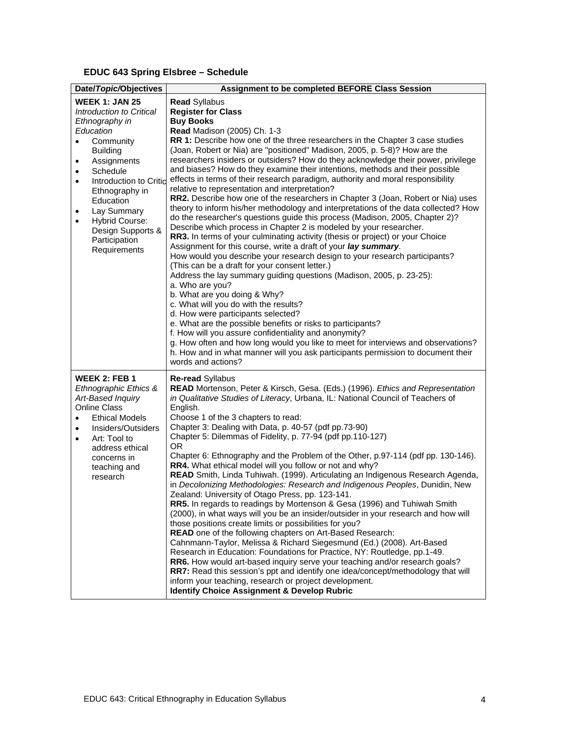**EDUC 643 Spring Elsbree – Schedule**

| Date/*Topic*/Objectives | Assignment to be completed BEFORE Class Session |
|---|---|
| **WEEK 1: JAN 25**<br>*Introduction to Critical Ethnography in Education*<br>• Community Building<br>• Assignments<br>• Schedule<br>• Introduction to Critical Ethnography in Education<br>• Lay Summary<br>• Hybrid Course: Design Supports & Participation Requirements | **Read** Syllabus<br>**Register for Class**<br>**Buy Books**<br>**Read** Madison (2005) Ch. 1-3<br>**RR 1:** Describe how one of the three researchers in the Chapter 3 case studies (Joan, Robert or Nia) are "positioned" Madison, 2005, p. 5-8)? How are the researchers insiders or outsiders? How do they acknowledge their power, privilege and biases? How do they examine their intentions, methods and their possible effects in terms of their research paradigm, authority and moral responsibility relative to representation and interpretation?<br>**RR2.** Describe how one of the researchers in Chapter 3 (Joan, Robert or Nia) uses theory to inform his/her methodology and interpretations of the data collected? How do the researcher's questions guide this process (Madison, 2005, Chapter 2)? Describe which process in Chapter 2 is modeled by your researcher.<br>**RR3.** In terms of your culminating activity (thesis or project) or your Choice Assignment for this course, write a draft of your ***lay summary***.<br>How would you describe your research design to your research participants? (This can be a draft for your consent letter.)<br>Address the lay summary guiding questions (Madison, 2005, p. 23-25):<br>a. Who are you?<br>b. What are you doing & Why?<br>c. What will you do with the results?<br>d. How were participants selected?<br>e. What are the possible benefits or risks to participants?<br>f. How will you assure confidentiality and anonymity?<br>g. How often and how long would you like to meet for interviews and observations?<br>h. How and in what manner will you ask participants permission to document their words and actions? |
| **WEEK 2: FEB 1**<br>*Ethnographic Ethics & Art-Based Inquiry*<br>Online Class<br>• Ethical Models<br>• Insiders/Outsiders<br>• Art: Tool to address ethical concerns in teaching and research | **Re-read** Syllabus<br>**READ** Mortenson, Peter & Kirsch, Gesa. (Eds.) (1996). *Ethics and Representation in Qualitative Studies of Literacy*, Urbana, IL: National Council of Teachers of English.<br>Choose 1 of the 3 chapters to read:<br>Chapter 3: Dealing with Data, p. 40-57 (pdf pp.73-90)<br>Chapter 5: Dilemmas of Fidelity, p. 77-94 (pdf pp.110-127)<br>OR<br>Chapter 6: Ethnography and the Problem of the Other, p.97-114 (pdf pp. 130-146).<br>**RR4.** What ethical model will you follow or not and why?<br>**READ** Smith, Linda Tuhiwah. (1999). Articulating an Indigenous Research Agenda, in *Decolonizing Methodologies: Research and Indigenous Peoples*, Dunidin, New Zealand: University of Otago Press, pp. 123-141.<br>**RR5.** In regards to readings by Mortenson & Gesa (1996) and Tuhiwah Smith (2000), in what ways will you be an insider/outsider in your research and how will those positions create limits or possibilities for you?<br>**READ** one of the following chapters on Art-Based Research:<br>Cahnmann-Taylor, Melissa & Richard Siegesmund (Ed.) (2008). Art-Based Research in Education: Foundations for Practice, NY: Routledge, pp.1-49.<br>**RR6.** How would art-based inquiry serve your teaching and/or research goals?<br>**RR7:** Read this session's ppt and identify one idea/concept/methodology that will inform your teaching, research or project development.<br>**Identify Choice Assignment & Develop Rubric** |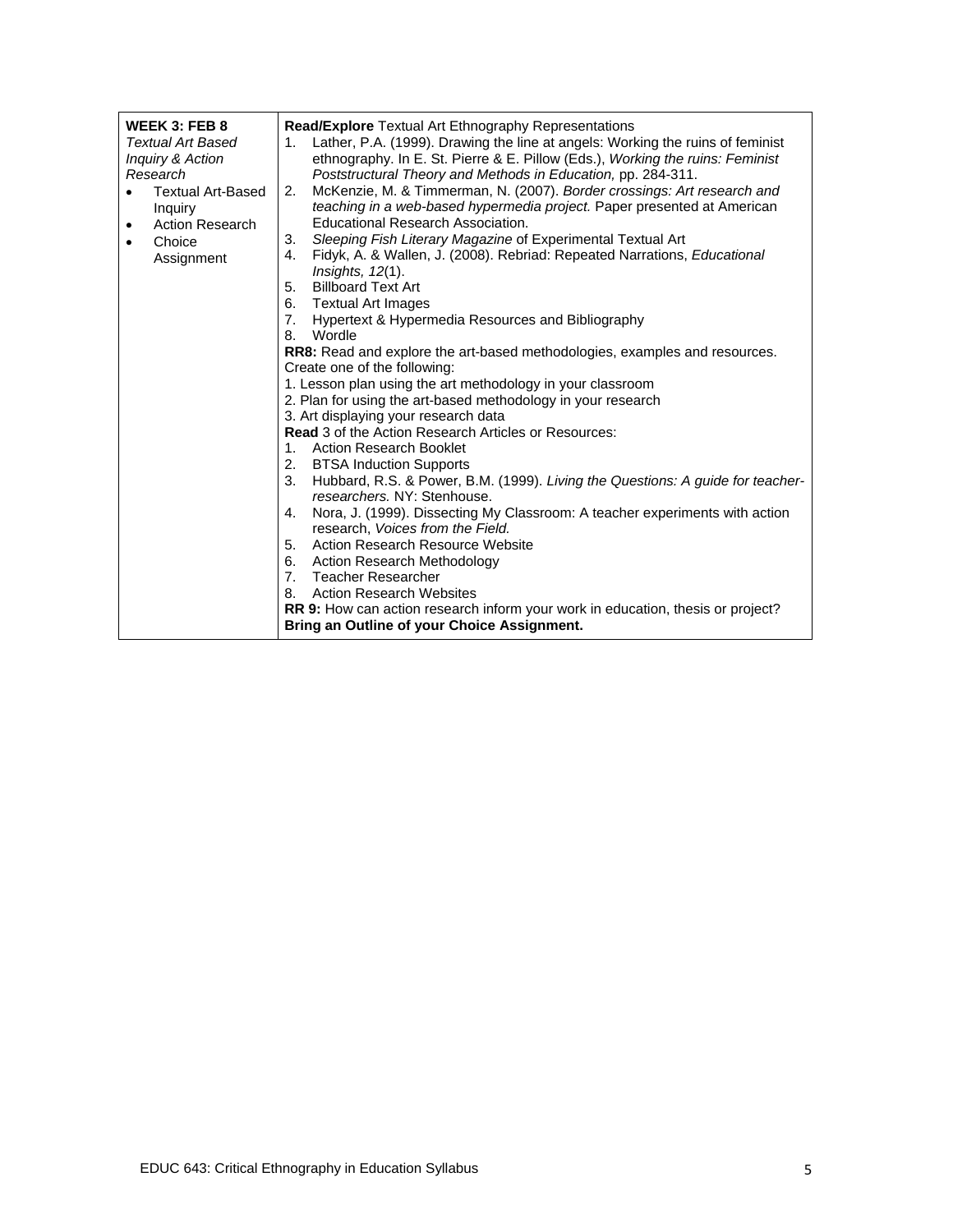| **WEEK 3: FEB 8**<br>*Textual Art Based Inquiry & Action Research*<br>• Textual Art-Based Inquiry<br>• Action Research<br>• Choice Assignment | **Read/Explore** Textual Art Ethnography Representations<br>1. Lather, P.A. (1999). Drawing the line at angels: Working the ruins of feminist ethnography. In E. St. Pierre & E. Pillow (Eds.), *Working the ruins: Feminist Poststructural Theory and Methods in Education,* pp. 284-311.<br>2. McKenzie, M. & Timmerman, N. (2007). *Border crossings: Art research and teaching in a web-based hypermedia project.* Paper presented at American Educational Research Association.<br>3. *Sleeping Fish Literary Magazine* of Experimental Textual Art<br>4. Fidyk, A. & Wallen, J. (2008). Rebriad: Repeated Narrations, *Educational Insights, 12*(1).<br>5. Billboard Text Art<br>6. Textual Art Images<br>7. Hypertext & Hypermedia Resources and Bibliography<br>8. Wordle<br>**RR8:** Read and explore the art-based methodologies, examples and resources. Create one of the following:<br>1. Lesson plan using the art methodology in your classroom<br>2. Plan for using the art-based methodology in your research<br>3. Art displaying your research data<br>**Read** 3 of the Action Research Articles or Resources:<br>1. Action Research Booklet<br>2. BTSA Induction Supports<br>3. Hubbard, R.S. & Power, B.M. (1999). *Living the Questions: A guide for teacher-researchers.* NY: Stenhouse.<br>4. Nora, J. (1999). Dissecting My Classroom: A teacher experiments with action research, *Voices from the Field.*<br>5. Action Research Resource Website<br>6. Action Research Methodology<br>7. Teacher Researcher<br>8. Action Research Websites<br>**RR 9:** How can action research inform your work in education, thesis or project?<br>**Bring an Outline of your Choice Assignment.** |
|---|---|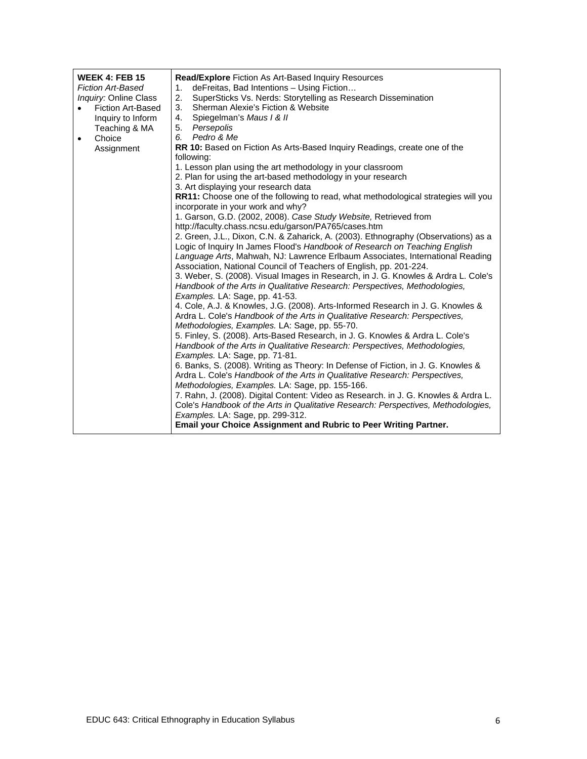| **WEEK 4: FEB 15**<br>*Fiction Art-Based Inquiry:* Online Class<br>• Fiction Art-Based Inquiry to Inform Teaching & MA<br>• Choice Assignment | **Read/Explore** Fiction As Art-Based Inquiry Resources<br>1. deFreitas, Bad Intentions – Using Fiction…<br>2. SuperSticks Vs. Nerds: Storytelling as Research Dissemination<br>3. Sherman Alexie's Fiction & Website<br>4. Spiegelman's *Maus I & II*<br>5. *Persepolis*<br>6. *Pedro & Me*<br>**RR 10:** Based on Fiction As Arts-Based Inquiry Readings, create one of the following:<br>1. Lesson plan using the art methodology in your classroom<br>2. Plan for using the art-based methodology in your research<br>3. Art displaying your research data<br>**RR11:** Choose one of the following to read, what methodological strategies will you incorporate in your work and why?<br>1. Garson, G.D. (2002, 2008). *Case Study Website,* Retrieved from http://faculty.chass.ncsu.edu/garson/PA765/cases.htm<br>2. Green, J.L., Dixon, C.N. & Zaharick, A. (2003). Ethnography (Observations) as a Logic of Inquiry In James Flood's *Handbook of Research on Teaching English Language Arts*, Mahwah, NJ: Lawrence Erlbaum Associates, International Reading Association, National Council of Teachers of English, pp. 201-224.<br>3. Weber, S. (2008). Visual Images in Research, in J. G. Knowles & Ardra L. Cole's *Handbook of the Arts in Qualitative Research: Perspectives, Methodologies, Examples.* LA: Sage, pp. 41-53.<br>4. Cole, A.J. & Knowles, J.G. (2008). Arts-Informed Research in J. G. Knowles & Ardra L. Cole's *Handbook of the Arts in Qualitative Research: Perspectives, Methodologies, Examples.* LA: Sage, pp. 55-70.<br>5. Finley, S. (2008). Arts-Based Research, in J. G. Knowles & Ardra L. Cole's *Handbook of the Arts in Qualitative Research: Perspectives, Methodologies, Examples.* LA: Sage, pp. 71-81.<br>6. Banks, S. (2008). Writing as Theory: In Defense of Fiction, in J. G. Knowles & Ardra L. Cole's *Handbook of the Arts in Qualitative Research: Perspectives, Methodologies, Examples.* LA: Sage, pp. 155-166.<br>7. Rahn, J. (2008). Digital Content: Video as Research. in J. G. Knowles & Ardra L. Cole's *Handbook of the Arts in Qualitative Research: Perspectives, Methodologies, Examples.* LA: Sage, pp. 299-312.<br>**Email your Choice Assignment and Rubric to Peer Writing Partner.** |
|---|---|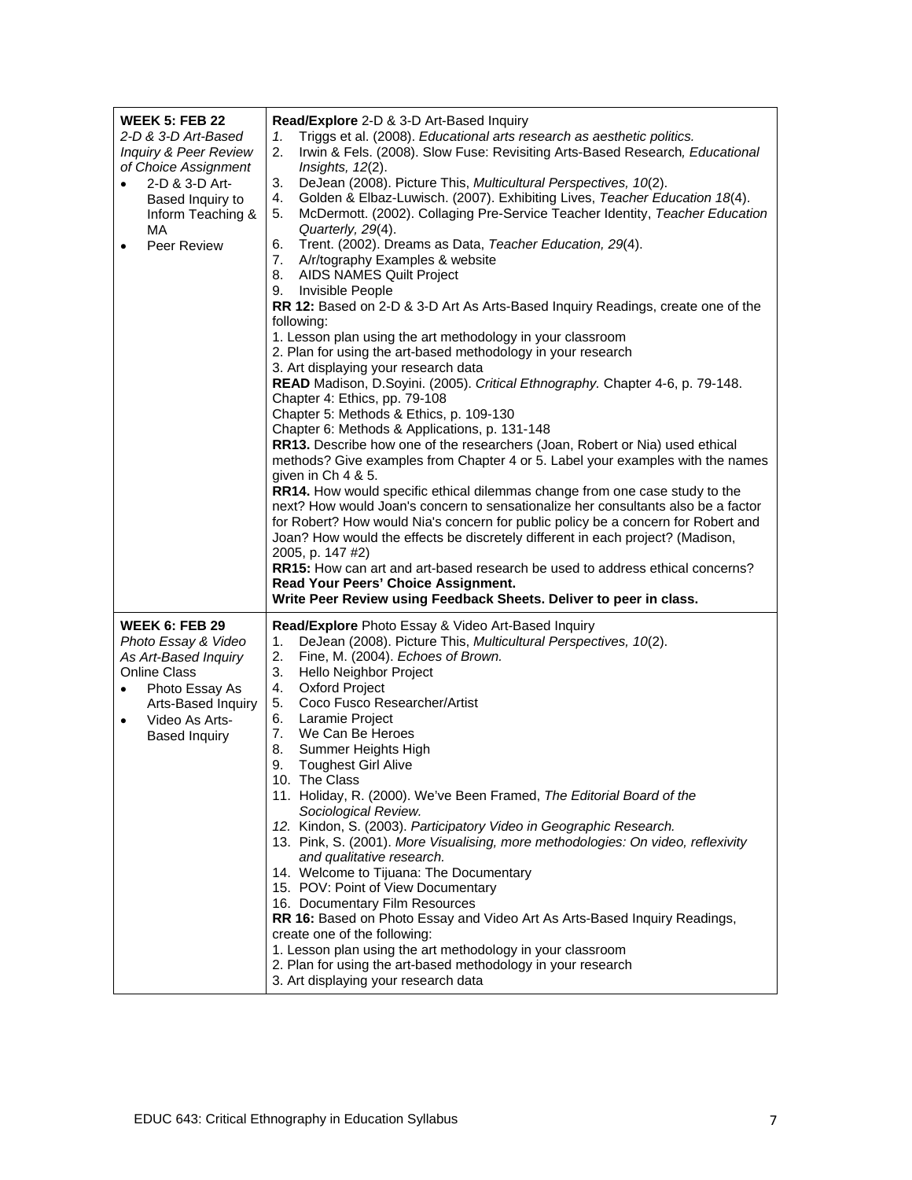| | |
|---|---|
| **WEEK 5: FEB 22**<br>*2-D & 3-D Art-Based Inquiry & Peer Review of Choice Assignment*<br>• 2-D & 3-D Art-Based Inquiry to Inform Teaching & MA<br>• Peer Review | **Read/Explore** 2-D & 3-D Art-Based Inquiry<br>1. Triggs et al. (2008). *Educational arts research as aesthetic politics.*<br>2. Irwin & Fels. (2008). Slow Fuse: Revisiting Arts-Based Research*, Educational Insights, 12*(2).<br>3. DeJean (2008). Picture This, *Multicultural Perspectives, 10*(2).<br>4. Golden & Elbaz-Luwisch. (2007). Exhibiting Lives, *Teacher Education 18*(4).<br>5. McDermott. (2002). Collaging Pre-Service Teacher Identity, *Teacher Education Quarterly, 29*(4).<br>6. Trent. (2002). Dreams as Data, *Teacher Education, 29*(4).<br>7. A/r/tography Examples & website<br>8. AIDS NAMES Quilt Project<br>9. Invisible People<br>**RR 12:** Based on 2-D & 3-D Art As Arts-Based Inquiry Readings, create one of the following:<br>1. Lesson plan using the art methodology in your classroom<br>2. Plan for using the art-based methodology in your research<br>3. Art displaying your research data<br>**READ** Madison, D.Soyini. (2005). *Critical Ethnography.* Chapter 4-6, p. 79-148.<br>Chapter 4: Ethics, pp. 79-108<br>Chapter 5: Methods & Ethics, p. 109-130<br>Chapter 6: Methods & Applications, p. 131-148<br>**RR13.** Describe how one of the researchers (Joan, Robert or Nia) used ethical methods? Give examples from Chapter 4 or 5. Label your examples with the names given in Ch 4 & 5.<br>**RR14.** How would specific ethical dilemmas change from one case study to the next? How would Joan's concern to sensationalize her consultants also be a factor for Robert? How would Nia's concern for public policy be a concern for Robert and Joan? How would the effects be discretely different in each project? (Madison, 2005, p. 147 #2)<br>**RR15:** How can art and art-based research be used to address ethical concerns?<br>**Read Your Peers' Choice Assignment.**<br>**Write Peer Review using Feedback Sheets. Deliver to peer in class.** |
| **WEEK 6: FEB 29**<br>*Photo Essay & Video As Art-Based Inquiry*<br>Online Class<br>• Photo Essay As Arts-Based Inquiry<br>• Video As Arts-Based Inquiry | **Read/Explore** Photo Essay & Video Art-Based Inquiry<br>1. DeJean (2008). Picture This, *Multicultural Perspectives, 10*(2).<br>2. Fine, M. (2004). *Echoes of Brown.*<br>3. Hello Neighbor Project<br>4. Oxford Project<br>5. Coco Fusco Researcher/Artist<br>6. Laramie Project<br>7. We Can Be Heroes<br>8. Summer Heights High<br>9. Toughest Girl Alive<br>10. The Class<br>11. Holiday, R. (2000). We've Been Framed, *The Editorial Board of the Sociological Review.*<br>*12.* Kindon, S. (2003). *Participatory Video in Geographic Research.*<br>13. Pink, S. (2001). *More Visualising, more methodologies: On video, reflexivity and qualitative research.*<br>14. Welcome to Tijuana: The Documentary<br>15. POV: Point of View Documentary<br>16. Documentary Film Resources<br>**RR 16:** Based on Photo Essay and Video Art As Arts-Based Inquiry Readings, create one of the following:<br>1. Lesson plan using the art methodology in your classroom<br>2. Plan for using the art-based methodology in your research<br>3. Art displaying your research data |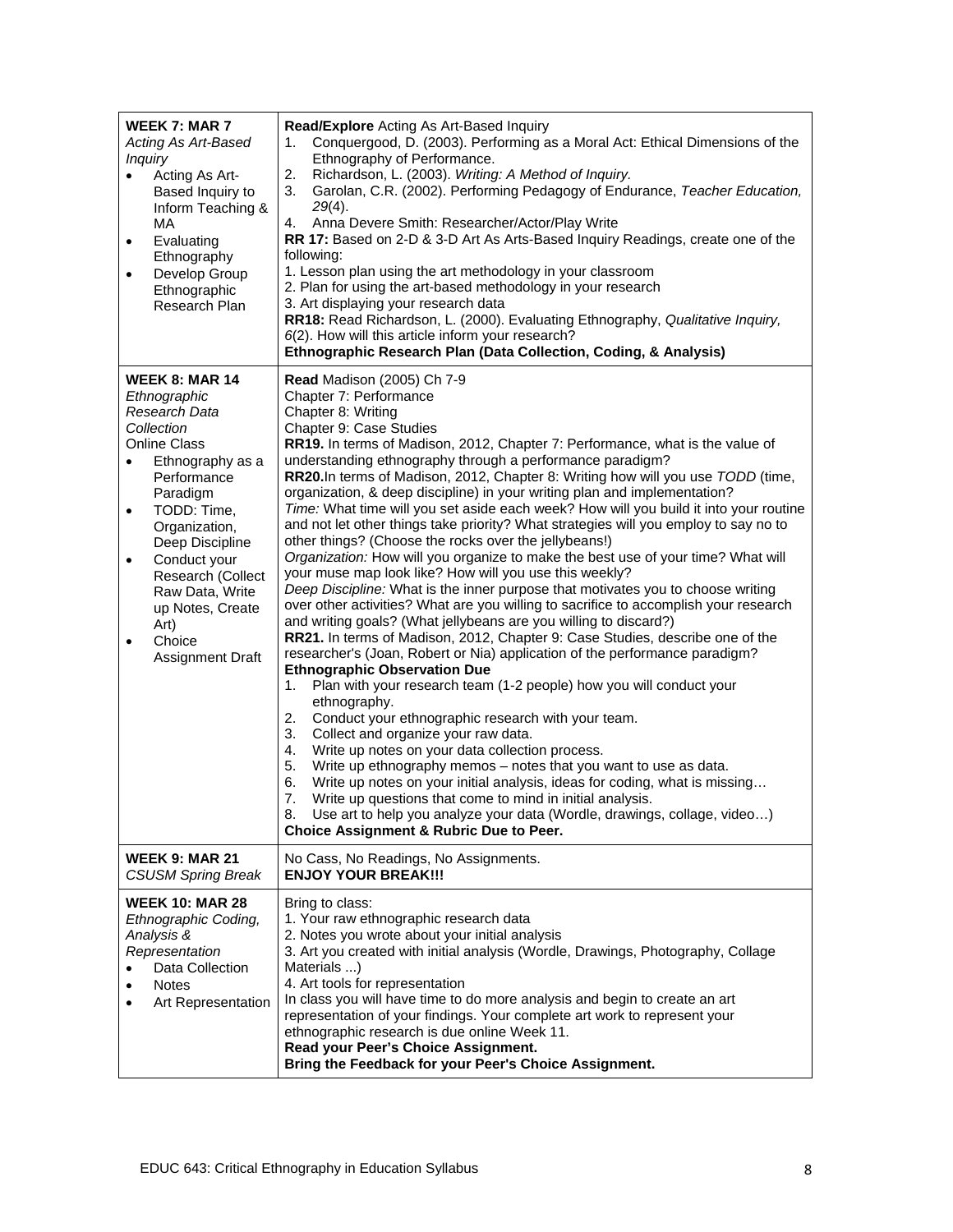| | |
|---|---|
| **WEEK 7: MAR 7**<br>*Acting As Art-Based Inquiry*<br>• Acting As Art-Based Inquiry to Inform Teaching & MA<br>• Evaluating Ethnography<br>• Develop Group Ethnographic Research Plan | **Read/Explore** Acting As Art-Based Inquiry<br>1. Conquergood, D. (2003). Performing as a Moral Act: Ethical Dimensions of the Ethnography of Performance.<br>2. Richardson, L. (2003). *Writing: A Method of Inquiry.*<br>3. Garolan, C.R. (2002). Performing Pedagogy of Endurance, *Teacher Education, 29*(4).<br>4. Anna Devere Smith: Researcher/Actor/Play Write<br>**RR 17:** Based on 2-D & 3-D Art As Arts-Based Inquiry Readings, create one of the following:<br>1. Lesson plan using the art methodology in your classroom<br>2. Plan for using the art-based methodology in your research<br>3. Art displaying your research data<br>**RR18:** Read Richardson, L. (2000). Evaluating Ethnography, *Qualitative Inquiry, 6*(2). How will this article inform your research?<br>**Ethnographic Research Plan (Data Collection, Coding, & Analysis)** |
| **WEEK 8: MAR 14**<br>*Ethnographic Research Data Collection*<br>Online Class<br>• Ethnography as a Performance Paradigm<br>• TODD: Time, Organization, Deep Discipline<br>• Conduct your Research (Collect Raw Data, Write up Notes, Create Art)<br>• Choice Assignment Draft | **Read** Madison (2005) Ch 7-9<br>Chapter 7: Performance<br>Chapter 8: Writing<br>Chapter 9: Case Studies<br>**RR19.** In terms of Madison, 2012, Chapter 7: Performance, what is the value of understanding ethnography through a performance paradigm?<br>**RR20.**In terms of Madison, 2012, Chapter 8: Writing how will you use *TODD* (time, organization, & deep discipline) in your writing plan and implementation?<br>*Time:* What time will you set aside each week? How will you build it into your routine and not let other things take priority? What strategies will you employ to say no to other things? (Choose the rocks over the jellybeans!)<br>*Organization:* How will you organize to make the best use of your time? What will your muse map look like? How will you use this weekly?<br>*Deep Discipline:* What is the inner purpose that motivates you to choose writing over other activities? What are you willing to sacrifice to accomplish your research and writing goals? (What jellybeans are you willing to discard?)<br>**RR21.** In terms of Madison, 2012, Chapter 9: Case Studies, describe one of the researcher's (Joan, Robert or Nia) application of the performance paradigm?<br>**Ethnographic Observation Due**<br>1. Plan with your research team (1-2 people) how you will conduct your ethnography.<br>2. Conduct your ethnographic research with your team.<br>3. Collect and organize your raw data.<br>4. Write up notes on your data collection process.<br>5. Write up ethnography memos – notes that you want to use as data.<br>6. Write up notes on your initial analysis, ideas for coding, what is missing…<br>7. Write up questions that come to mind in initial analysis.<br>8. Use art to help you analyze your data (Wordle, drawings, collage, video…)<br>**Choice Assignment & Rubric Due to Peer.** |
| **WEEK 9: MAR 21**<br>*CSUSM Spring Break* | No Cass, No Readings, No Assignments.<br>**ENJOY YOUR BREAK!!!** |
| **WEEK 10: MAR 28**<br>*Ethnographic Coding, Analysis & Representation*<br>• Data Collection<br>• Notes<br>• Art Representation | Bring to class:<br>1. Your raw ethnographic research data<br>2. Notes you wrote about your initial analysis<br>3. Art you created with initial analysis (Wordle, Drawings, Photography, Collage Materials ...)<br>4. Art tools for representation<br>In class you will have time to do more analysis and begin to create an art representation of your findings. Your complete art work to represent your ethnographic research is due online Week 11.<br>**Read your Peer's Choice Assignment.**<br>**Bring the Feedback for your Peer's Choice Assignment.** |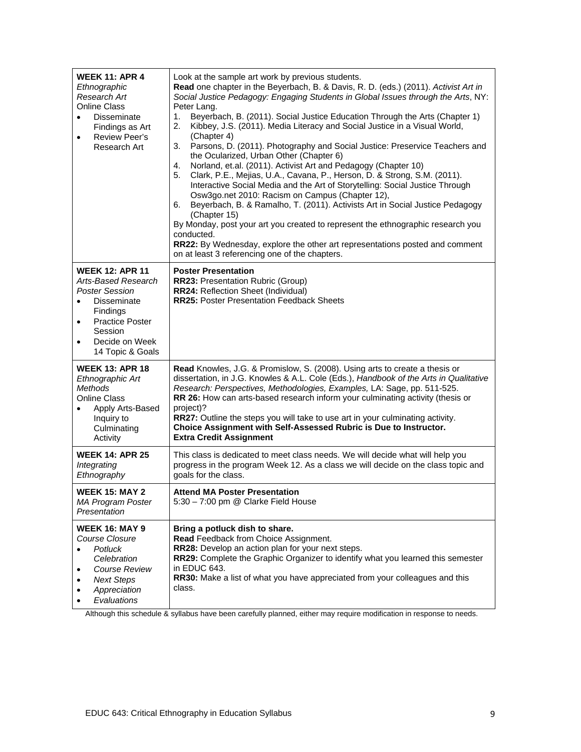| | |
|---|---|
| **WEEK 11: APR 4**<br>*Ethnographic Research Art*<br>Online Class<br>• Disseminate Findings as Art<br>• Review Peer's Research Art | Look at the sample art work by previous students.<br>**Read** one chapter in the Beyerbach, B. & Davis, R. D. (eds.) (2011). *Activist Art in Social Justice Pedagogy: Engaging Students in Global Issues through the Arts*, NY: Peter Lang.<br>1. Beyerbach, B. (2011). Social Justice Education Through the Arts (Chapter 1)<br>2. Kibbey, J.S. (2011). Media Literacy and Social Justice in a Visual World, (Chapter 4)<br>3. Parsons, D. (2011). Photography and Social Justice: Preservice Teachers and the Ocularized, Urban Other (Chapter 6)<br>4. Norland, et.al. (2011). Activist Art and Pedagogy (Chapter 10)<br>5. Clark, P.E., Mejias, U.A., Cavana, P., Herson, D. & Strong, S.M. (2011). Interactive Social Media and the Art of Storytelling: Social Justice Through Osw3go.net 2010: Racism on Campus (Chapter 12),<br>6. Beyerbach, B. & Ramalho, T. (2011). Activists Art in Social Justice Pedagogy (Chapter 15)<br>By Monday, post your art you created to represent the ethnographic research you conducted.<br>**RR22:** By Wednesday, explore the other art representations posted and comment on at least 3 referencing one of the chapters. |
| **WEEK 12: APR 11**<br>*Arts-Based Research Poster Session*<br>• Disseminate Findings<br>• Practice Poster Session<br>• Decide on Week 14 Topic & Goals | **Poster Presentation**<br>**RR23:** Presentation Rubric (Group)<br>**RR24:** Reflection Sheet (Individual)<br>**RR25:** Poster Presentation Feedback Sheets |
| **WEEK 13: APR 18**<br>*Ethnographic Art Methods*<br>Online Class<br>• Apply Arts-Based Inquiry to Culminating Activity | **Read** Knowles, J.G. & Promislow, S. (2008). Using arts to create a thesis or dissertation, in J.G. Knowles & A.L. Cole (Eds.), *Handbook of the Arts in Qualitative Research: Perspectives, Methodologies, Examples,* LA: Sage, pp. 511-525.<br>**RR 26:** How can arts-based research inform your culminating activity (thesis or project)?<br>**RR27:** Outline the steps you will take to use art in your culminating activity.<br>**Choice Assignment with Self-Assessed Rubric is Due to Instructor.**<br>**Extra Credit Assignment** |
| **WEEK 14: APR 25**<br>*Integrating Ethnography* | This class is dedicated to meet class needs. We will decide what will help you progress in the program Week 12. As a class we will decide on the class topic and goals for the class. |
| **WEEK 15: MAY 2**<br>*MA Program Poster Presentation* | **Attend MA Poster Presentation**<br>5:30 – 7:00 pm @ Clarke Field House |
| **WEEK 16: MAY 9**<br>*Course Closure*<br>• *Potluck Celebration*<br>• *Course Review*<br>• *Next Steps*<br>• *Appreciation*<br>• *Evaluations* | **Bring a potluck dish to share.**<br>**Read** Feedback from Choice Assignment.<br>**RR28:** Develop an action plan for your next steps.<br>**RR29:** Complete the Graphic Organizer to identify what you learned this semester in EDUC 643.<br>**RR30:** Make a list of what you have appreciated from your colleagues and this class. |

Although this schedule & syllabus have been carefully planned, either may require modification in response to needs.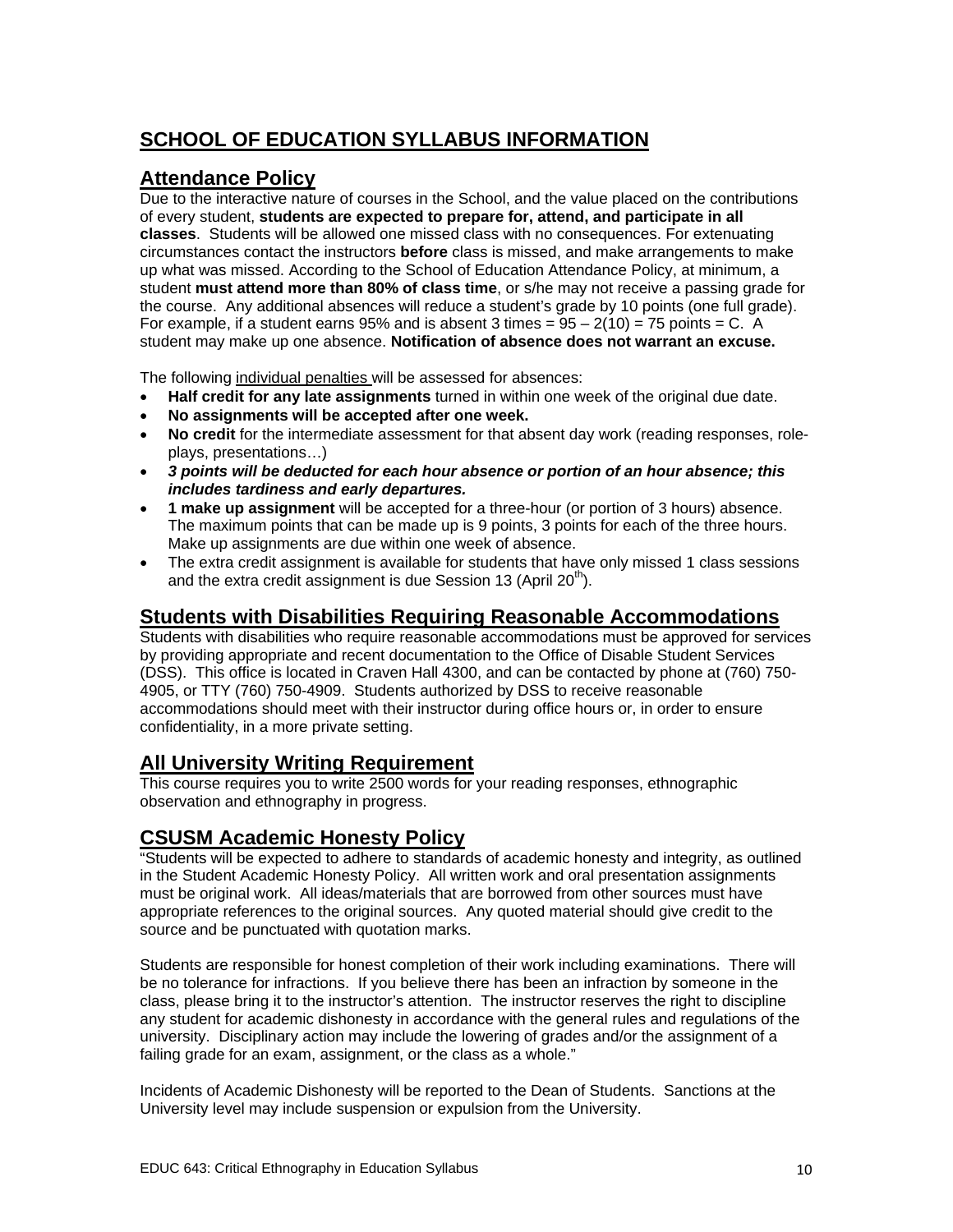# SCHOOL OF EDUCATION SYLLABUS INFORMATION

## Attendance Policy

Due to the interactive nature of courses in the School, and the value placed on the contributions of every student, **students are expected to prepare for, attend, and participate in all classes**. Students will be allowed one missed class with no consequences. For extenuating circumstances contact the instructors **before** class is missed, and make arrangements to make up what was missed. According to the School of Education Attendance Policy, at minimum, a student **must attend more than 80% of class time**, or s/he may not receive a passing grade for the course. Any additional absences will reduce a student's grade by 10 points (one full grade). For example, if a student earns 95% and is absent 3 times = 95 – 2(10) = 75 points = C. A student may make up one absence. **Notification of absence does not warrant an excuse.**

The following individual penalties will be assessed for absences:

- **Half credit for any late assignments** turned in within one week of the original due date.
- **No assignments will be accepted after one week.**
- **No credit** for the intermediate assessment for that absent day work (reading responses, role-plays, presentations…)
- ***3 points will be deducted for each hour absence or portion of an hour absence; this includes tardiness and early departures.***
- **1 make up assignment** will be accepted for a three-hour (or portion of 3 hours) absence. The maximum points that can be made up is 9 points, 3 points for each of the three hours. Make up assignments are due within one week of absence.
- The extra credit assignment is available for students that have only missed 1 class sessions and the extra credit assignment is due Session 13 (April 20th).

## Students with Disabilities Requiring Reasonable Accommodations

Students with disabilities who require reasonable accommodations must be approved for services by providing appropriate and recent documentation to the Office of Disable Student Services (DSS). This office is located in Craven Hall 4300, and can be contacted by phone at (760) 750-4905, or TTY (760) 750-4909. Students authorized by DSS to receive reasonable accommodations should meet with their instructor during office hours or, in order to ensure confidentiality, in a more private setting.

## All University Writing Requirement

This course requires you to write 2500 words for your reading responses, ethnographic observation and ethnography in progress.

## CSUSM Academic Honesty Policy

"Students will be expected to adhere to standards of academic honesty and integrity, as outlined in the Student Academic Honesty Policy. All written work and oral presentation assignments must be original work. All ideas/materials that are borrowed from other sources must have appropriate references to the original sources. Any quoted material should give credit to the source and be punctuated with quotation marks.

Students are responsible for honest completion of their work including examinations. There will be no tolerance for infractions. If you believe there has been an infraction by someone in the class, please bring it to the instructor's attention. The instructor reserves the right to discipline any student for academic dishonesty in accordance with the general rules and regulations of the university. Disciplinary action may include the lowering of grades and/or the assignment of a failing grade for an exam, assignment, or the class as a whole."

Incidents of Academic Dishonesty will be reported to the Dean of Students. Sanctions at the University level may include suspension or expulsion from the University.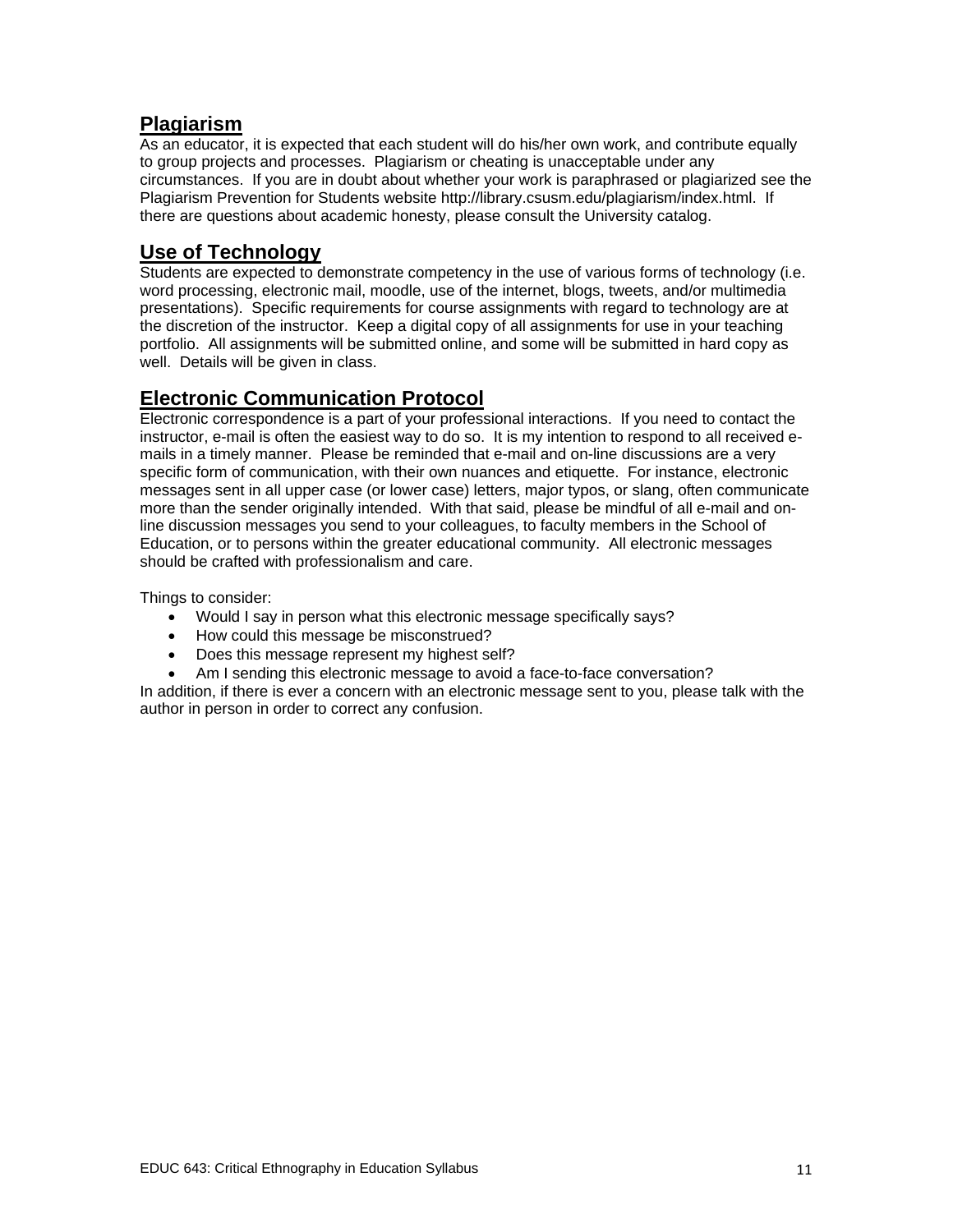## Plagiarism

As an educator, it is expected that each student will do his/her own work, and contribute equally to group projects and processes. Plagiarism or cheating is unacceptable under any circumstances. If you are in doubt about whether your work is paraphrased or plagiarized see the Plagiarism Prevention for Students website http://library.csusm.edu/plagiarism/index.html. If there are questions about academic honesty, please consult the University catalog.

## Use of Technology

Students are expected to demonstrate competency in the use of various forms of technology (i.e. word processing, electronic mail, moodle, use of the internet, blogs, tweets, and/or multimedia presentations). Specific requirements for course assignments with regard to technology are at the discretion of the instructor. Keep a digital copy of all assignments for use in your teaching portfolio. All assignments will be submitted online, and some will be submitted in hard copy as well. Details will be given in class.

## Electronic Communication Protocol

Electronic correspondence is a part of your professional interactions. If you need to contact the instructor, e-mail is often the easiest way to do so. It is my intention to respond to all received e-mails in a timely manner. Please be reminded that e-mail and on-line discussions are a very specific form of communication, with their own nuances and etiquette. For instance, electronic messages sent in all upper case (or lower case) letters, major typos, or slang, often communicate more than the sender originally intended. With that said, please be mindful of all e-mail and on-line discussion messages you send to your colleagues, to faculty members in the School of Education, or to persons within the greater educational community. All electronic messages should be crafted with professionalism and care.

Things to consider:

- Would I say in person what this electronic message specifically says?
- How could this message be misconstrued?
- Does this message represent my highest self?
- Am I sending this electronic message to avoid a face-to-face conversation?

In addition, if there is ever a concern with an electronic message sent to you, please talk with the author in person in order to correct any confusion.